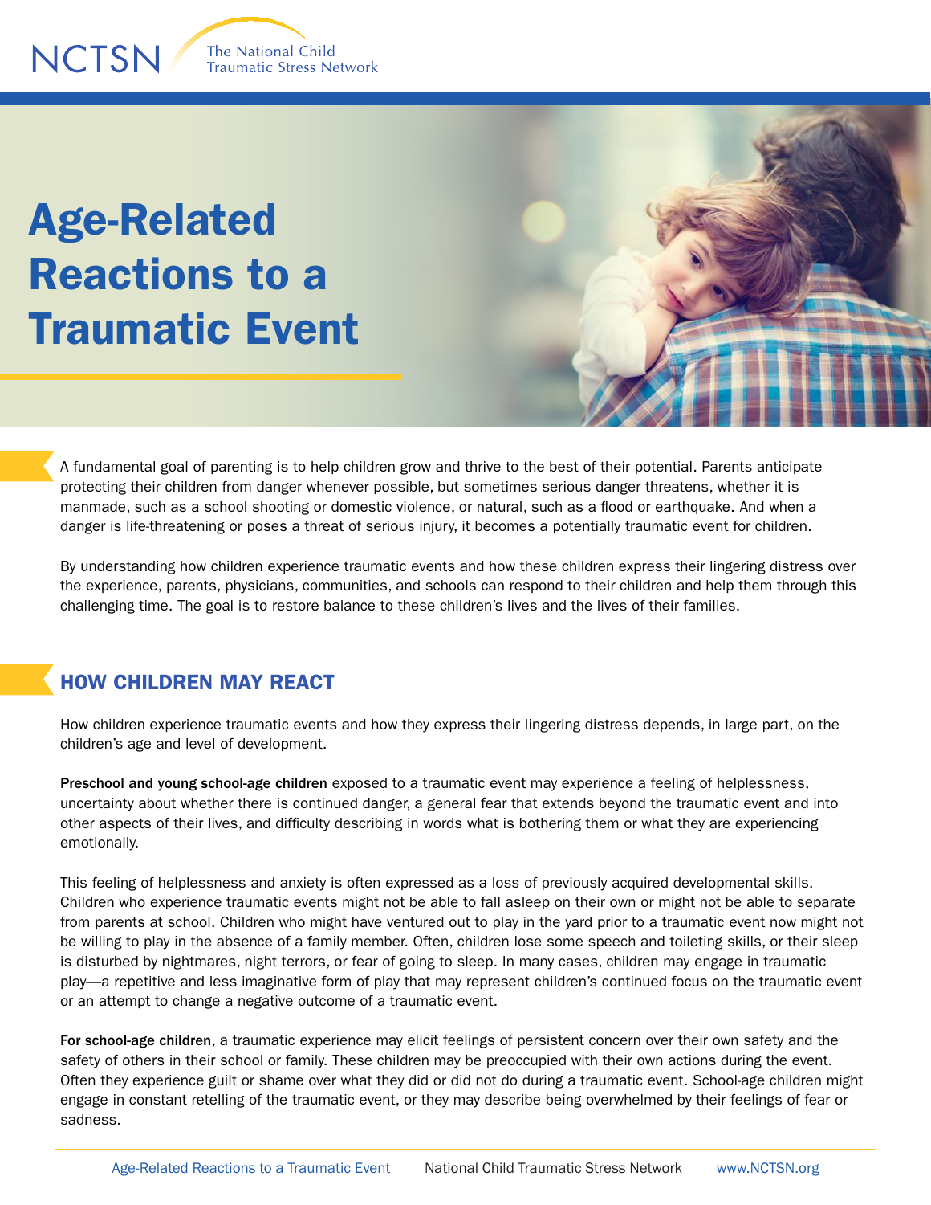# Age-Related Reactions to a Traumatic Event

A fundamental goal of parenting is to help children grow and thrive to the best of their potential. Parents anticipate protecting their children from danger whenever possible, but sometimes serious danger threatens, whether it is manmade, such as a school shooting or domestic violence, or natural, such as a flood or earthquake. And when a danger is life-threatening or poses a threat of serious injury, it becomes a potentially traumatic event for children.

By understanding how children experience traumatic events and how these children express their lingering distress over the experience, parents, physicians, communities, and schools can respond to their children and help them through this challenging time. The goal is to restore balance to these children's lives and the lives of their families.

## HOW CHILDREN MAY REACT

How children experience traumatic events and how they express their lingering distress depends, in large part, on the children's age and level of development.

**Preschool and young school-age children** exposed to a traumatic event may experience a feeling of helplessness, uncertainty about whether there is continued danger, a general fear that extends beyond the traumatic event and into other aspects of their lives, and difficulty describing in words what is bothering them or what they are experiencing emotionally.

This feeling of helplessness and anxiety is often expressed as a loss of previously acquired developmental skills. Children who experience traumatic events might not be able to fall asleep on their own or might not be able to separate from parents at school. Children who might have ventured out to play in the yard prior to a traumatic event now might not be willing to play in the absence of a family member. Often, children lose some speech and toileting skills, or their sleep is disturbed by nightmares, night terrors, or fear of going to sleep. In many cases, children may engage in traumatic play—a repetitive and less imaginative form of play that may represent children's continued focus on the traumatic event or an attempt to change a negative outcome of a traumatic event.

**For school-age children**, a traumatic experience may elicit feelings of persistent concern over their own safety and the safety of others in their school or family. These children may be preoccupied with their own actions during the event. Often they experience guilt or shame over what they did or did not do during a traumatic event. School-age children might engage in constant retelling of the traumatic event, or they may describe being overwhelmed by their feelings of fear or sadness.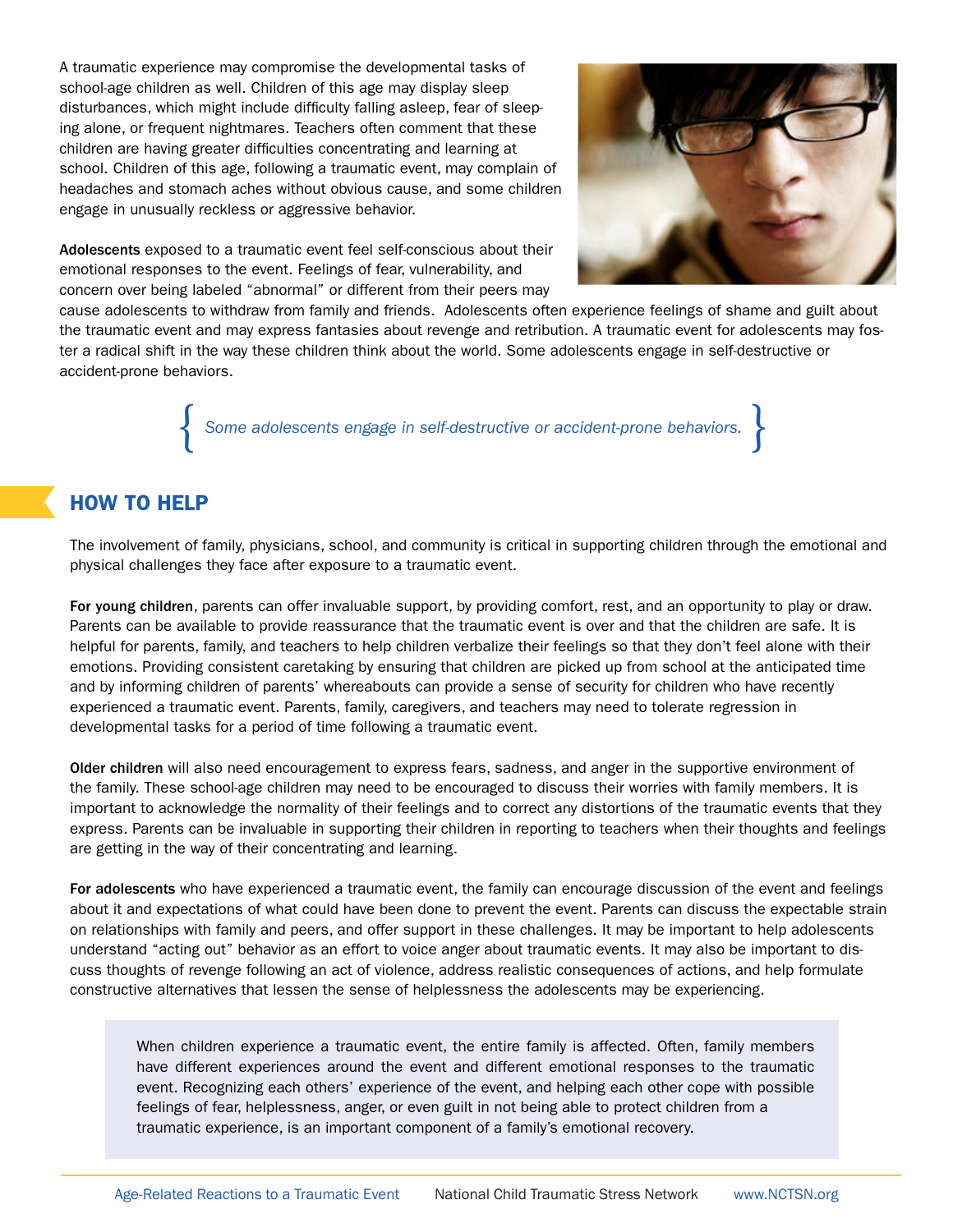A traumatic experience may compromise the developmental tasks of school-age children as well. Children of this age may display sleep disturbances, which might include difficulty falling asleep, fear of sleeping alone, or frequent nightmares. Teachers often comment that these children are having greater difficulties concentrating and learning at school. Children of this age, following a traumatic event, may complain of headaches and stomach aches without obvious cause, and some children engage in unusually reckless or aggressive behavior.

**Adolescents** exposed to a traumatic event feel self-conscious about their emotional responses to the event. Feelings of fear, vulnerability, and concern over being labeled "abnormal" or different from their peers may cause adolescents to withdraw from family and friends. Adolescents often experience feelings of shame and guilt about the traumatic event and may express fantasies about revenge and retribution. A traumatic event for adolescents may foster a radical shift in the way these children think about the world. Some adolescents engage in self-destructive or accident-prone behaviors.

> *Some adolescents engage in self-destructive or accident-prone behaviors.*

## HOW TO HELP

The involvement of family, physicians, school, and community is critical in supporting children through the emotional and physical challenges they face after exposure to a traumatic event.

**For young children**, parents can offer invaluable support, by providing comfort, rest, and an opportunity to play or draw. Parents can be available to provide reassurance that the traumatic event is over and that the children are safe. It is helpful for parents, family, and teachers to help children verbalize their feelings so that they don't feel alone with their emotions. Providing consistent caretaking by ensuring that children are picked up from school at the anticipated time and by informing children of parents' whereabouts can provide a sense of security for children who have recently experienced a traumatic event. Parents, family, caregivers, and teachers may need to tolerate regression in developmental tasks for a period of time following a traumatic event.

**Older children** will also need encouragement to express fears, sadness, and anger in the supportive environment of the family. These school-age children may need to be encouraged to discuss their worries with family members. It is important to acknowledge the normality of their feelings and to correct any distortions of the traumatic events that they express. Parents can be invaluable in supporting their children in reporting to teachers when their thoughts and feelings are getting in the way of their concentrating and learning.

**For adolescents** who have experienced a traumatic event, the family can encourage discussion of the event and feelings about it and expectations of what could have been done to prevent the event. Parents can discuss the expectable strain on relationships with family and peers, and offer support in these challenges. It may be important to help adolescents understand "acting out" behavior as an effort to voice anger about traumatic events. It may also be important to discuss thoughts of revenge following an act of violence, address realistic consequences of actions, and help formulate constructive alternatives that lessen the sense of helplessness the adolescents may be experiencing.

> When children experience a traumatic event, the entire family is affected. Often, family members have different experiences around the event and different emotional responses to the traumatic event. Recognizing each others' experience of the event, and helping each other cope with possible feelings of fear, helplessness, anger, or even guilt in not being able to protect children from a traumatic experience, is an important component of a family's emotional recovery.